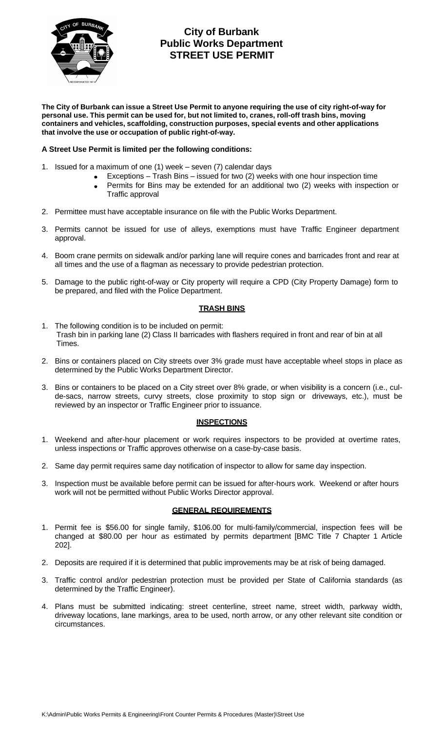# City of Burbank
## Public Works Department
## STREET USE PERMIT

**The City of Burbank can issue a Street Use Permit to anyone requiring the use of city right-of-way for personal use. This permit can be used for, but not limited to, cranes, roll-off trash bins, moving containers and vehicles, scaffolding, construction purposes, special events and other applications that involve the use or occupation of public right-of-way.**

**A Street Use Permit is limited per the following conditions:**

1. Issued for a maximum of one (1) week – seven (7) calendar days
   - Exceptions – Trash Bins – issued for two (2) weeks with one hour inspection time
   - Permits for Bins may be extended for an additional two (2) weeks with inspection or Traffic approval

2. Permittee must have acceptable insurance on file with the Public Works Department.

3. Permits cannot be issued for use of alleys, exemptions must have Traffic Engineer department approval.

4. Boom crane permits on sidewalk and/or parking lane will require cones and barricades front and rear at all times and the use of a flagman as necessary to provide pedestrian protection.

5. Damage to the public right-of-way or City property will require a CPD (City Property Damage) form to be prepared, and filed with the Police Department.

### TRASH BINS

1. The following condition is to be included on permit:
   Trash bin in parking lane (2) Class II barricades with flashers required in front and rear of bin at all Times.

2. Bins or containers placed on City streets over 3% grade must have acceptable wheel stops in place as determined by the Public Works Department Director.

3. Bins or containers to be placed on a City street over 8% grade, or when visibility is a concern (i.e., cul-de-sacs, narrow streets, curvy streets, close proximity to stop sign or driveways, etc.), must be reviewed by an inspector or Traffic Engineer prior to issuance.

### INSPECTIONS

1. Weekend and after-hour placement or work requires inspectors to be provided at overtime rates, unless inspections or Traffic approves otherwise on a case-by-case basis.

2. Same day permit requires same day notification of inspector to allow for same day inspection.

3. Inspection must be available before permit can be issued for after-hours work. Weekend or after hours work will not be permitted without Public Works Director approval.

### GENERAL REQUIREMENTS

1. Permit fee is $56.00 for single family, $106.00 for multi-family/commercial, inspection fees will be changed at $80.00 per hour as estimated by permits department [BMC Title 7 Chapter 1 Article 202].

2. Deposits are required if it is determined that public improvements may be at risk of being damaged.

3. Traffic control and/or pedestrian protection must be provided per State of California standards (as determined by the Traffic Engineer).

4. Plans must be submitted indicating: street centerline, street name, street width, parkway width, driveway locations, lane markings, area to be used, north arrow, or any other relevant site condition or circumstances.

K:\Admin\Public Works Permits & Engineering\Front Counter Permits & Procedures (Master)\Street Use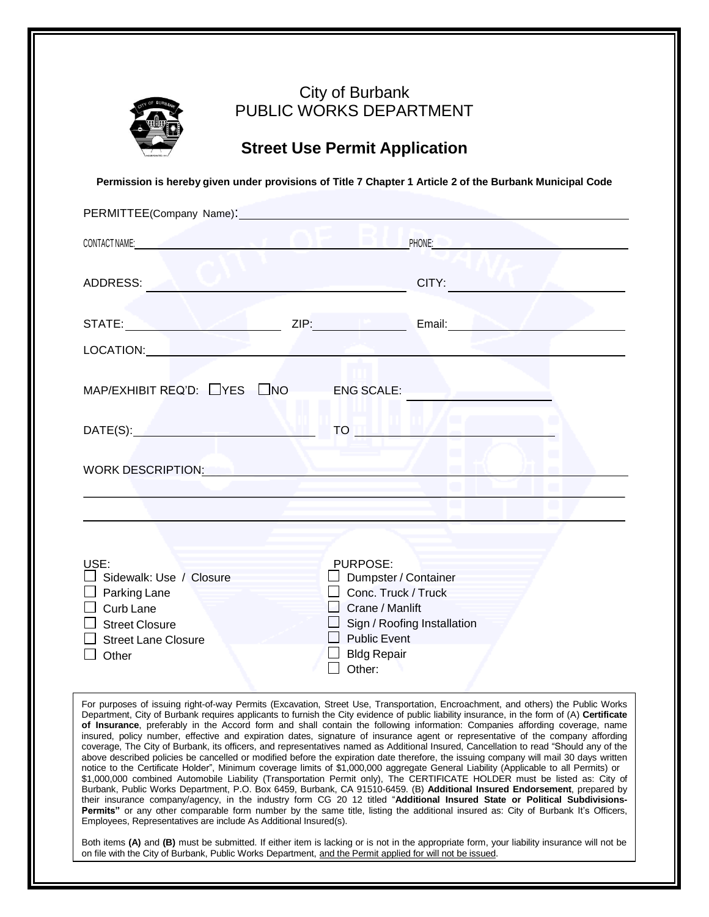# City of Burbank
## PUBLIC WORKS DEPARTMENT

## Street Use Permit Application

**Permission is hereby given under provisions of Title 7 Chapter 1 Article 2 of the Burbank Municipal Code**

PERMITTEE(Company Name): ______________________________

CONTACT NAME: ______________________________ PHONE: ______________________________

ADDRESS: ______________________________ CITY: ______________________________

STATE: ______________ ZIP: ______________ Email: ______________________________

LOCATION: ______________________________

MAP/EXHIBIT REQ'D: ☐ YES ☐ NO ENG SCALE: ______________

DATE(S): ______________ TO ______________

WORK DESCRIPTION: ______________________________

______________________________

______________________________

USE:
- ☐ Sidewalk: Use / Closure
- ☐ Parking Lane
- ☐ Curb Lane
- ☐ Street Closure
- ☐ Street Lane Closure
- ☐ Other

PURPOSE:
- ☐ Dumpster / Container
- ☐ Conc. Truck / Truck
- ☐ Crane / Manlift
- ☐ Sign / Roofing Installation
- ☐ Public Event
- ☐ Bldg Repair
- ☐ Other:

For purposes of issuing right-of-way Permits (Excavation, Street Use, Transportation, Encroachment, and others) the Public Works Department, City of Burbank requires applicants to furnish the City evidence of public liability insurance, in the form of (A) **Certificate of Insurance**, preferably in the Accord form and shall contain the following information: Companies affording coverage, name insured, policy number, effective and expiration dates, signature of insurance agent or representative of the company affording coverage, The City of Burbank, its officers, and representatives named as Additional Insured, Cancellation to read "Should any of the above described policies be cancelled or modified before the expiration date therefore, the issuing company will mail 30 days written notice to the Certificate Holder", Minimum coverage limits of $1,000,000 aggregate General Liability (Applicable to all Permits) or $1,000,000 combined Automobile Liability (Transportation Permit only), The CERTIFICATE HOLDER must be listed as: City of Burbank, Public Works Department, P.O. Box 6459, Burbank, CA 91510-6459. (B) **Additional Insured Endorsement**, prepared by their insurance company/agency, in the industry form CG 20 12 titled "**Additional Insured State or Political Subdivisions-Permits"** or any other comparable form number by the same title, listing the additional insured as: City of Burbank It's Officers, Employees, Representatives are include As Additional Insured(s).

Both items **(A)** and **(B)** must be submitted. If either item is lacking or is not in the appropriate form, your liability insurance will not be on file with the City of Burbank, Public Works Department, and the Permit applied for will not be issued.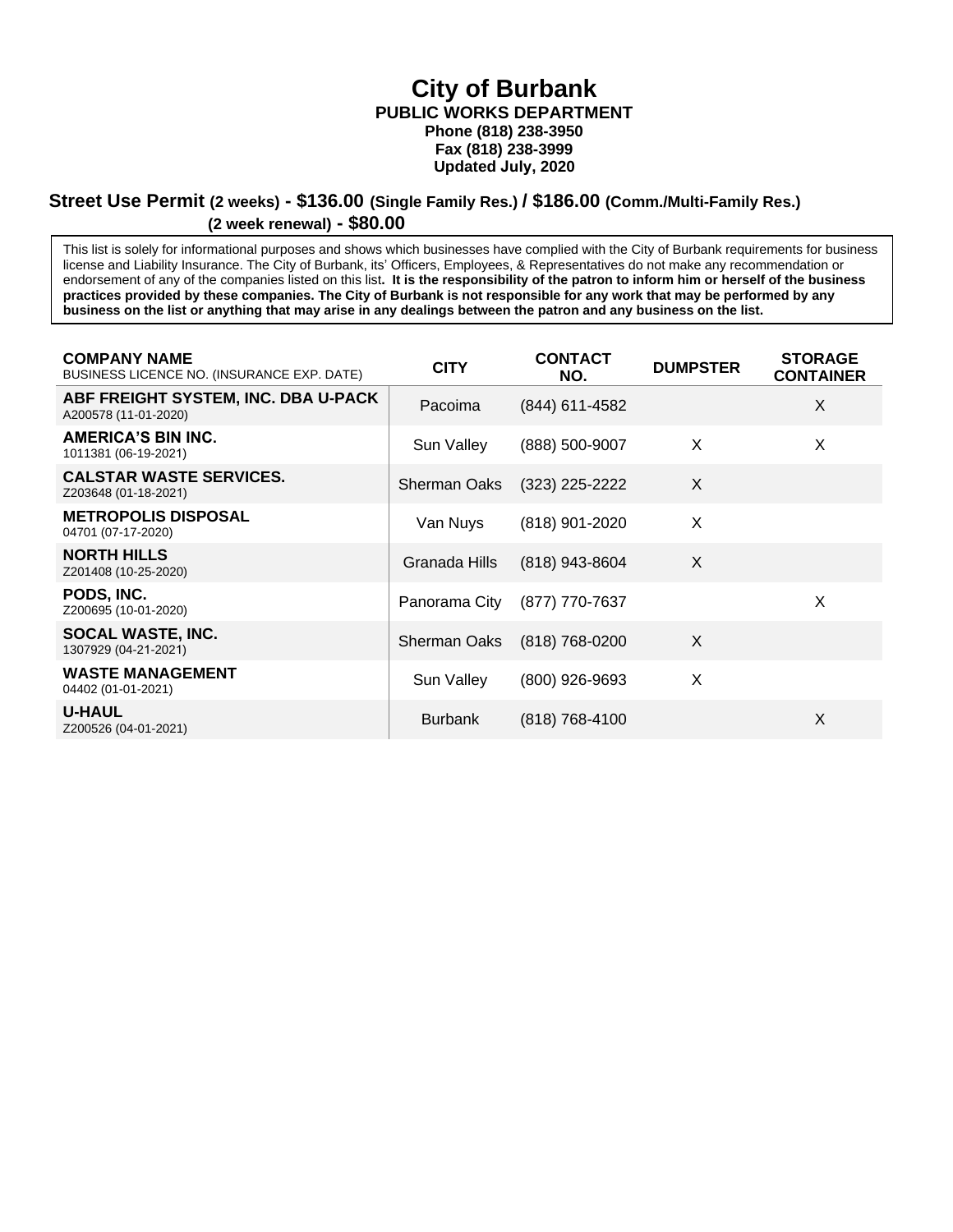# City of Burbank

**PUBLIC WORKS DEPARTMENT**
**Phone (818) 238-3950**
**Fax (818) 238-3999**
**Updated July, 2020**

## Street Use Permit (2 weeks) - $136.00 (Single Family Res.) / $186.00 (Comm./Multi-Family Res.)

### (2 week renewal) - $80.00

This list is solely for informational purposes and shows which businesses have complied with the City of Burbank requirements for business license and Liability Insurance. The City of Burbank, its' Officers, Employees, & Representatives do not make any recommendation or endorsement of any of the companies listed on this list**. It is the responsibility of the patron to inform him or herself of the business practices provided by these companies. The City of Burbank is not responsible for any work that may be performed by any business on the list or anything that may arise in any dealings between the patron and any business on the list.**

| **COMPANY NAME** BUSINESS LICENCE NO. (INSURANCE EXP. DATE) | CITY | CONTACT NO. | DUMPSTER | STORAGE CONTAINER |
|---|---|---|---|---|
| **ABF FREIGHT SYSTEM, INC. DBA U-PACK** A200578 (11-01-2020) | Pacoima | (844) 611-4582 | | X |
| **AMERICA'S BIN INC.** 1011381 (06-19-2021) | Sun Valley | (888) 500-9007 | X | X |
| **CALSTAR WASTE SERVICES.** Z203648 (01-18-2021) | Sherman Oaks | (323) 225-2222 | X | |
| **METROPOLIS DISPOSAL** 04701 (07-17-2020) | Van Nuys | (818) 901-2020 | X | |
| **NORTH HILLS** Z201408 (10-25-2020) | Granada Hills | (818) 943-8604 | X | |
| **PODS, INC.** Z200695 (10-01-2020) | Panorama City | (877) 770-7637 | | X |
| **SOCAL WASTE, INC.** 1307929 (04-21-2021) | Sherman Oaks | (818) 768-0200 | X | |
| **WASTE MANAGEMENT** 04402 (01-01-2021) | Sun Valley | (800) 926-9693 | X | |
| **U-HAUL** Z200526 (04-01-2021) | Burbank | (818) 768-4100 | | X |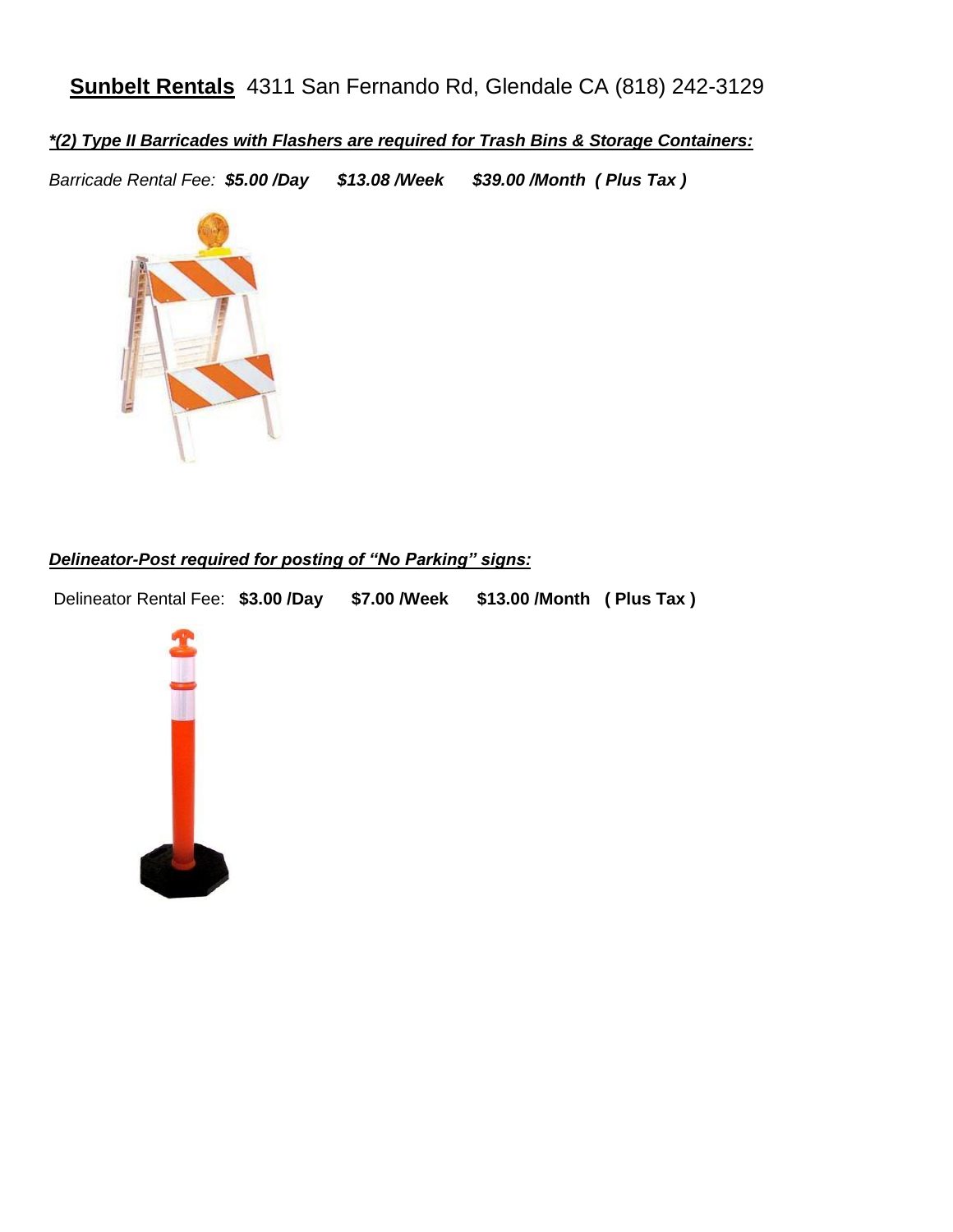**Sunbelt Rentals** 4311 San Fernando Rd, Glendale CA (818) 242-3129

***(2) Type II Barricades with Flashers are required for Trash Bins & Storage Containers:***

*Barricade Rental Fee:* ***$5.00 /Day $13.08 /Week $39.00 /Month ( Plus Tax )***

***Delineator-Post required for posting of "No Parking" signs:***

Delineator Rental Fee: **$3.00 /Day $7.00 /Week $13.00 /Month ( Plus Tax )**